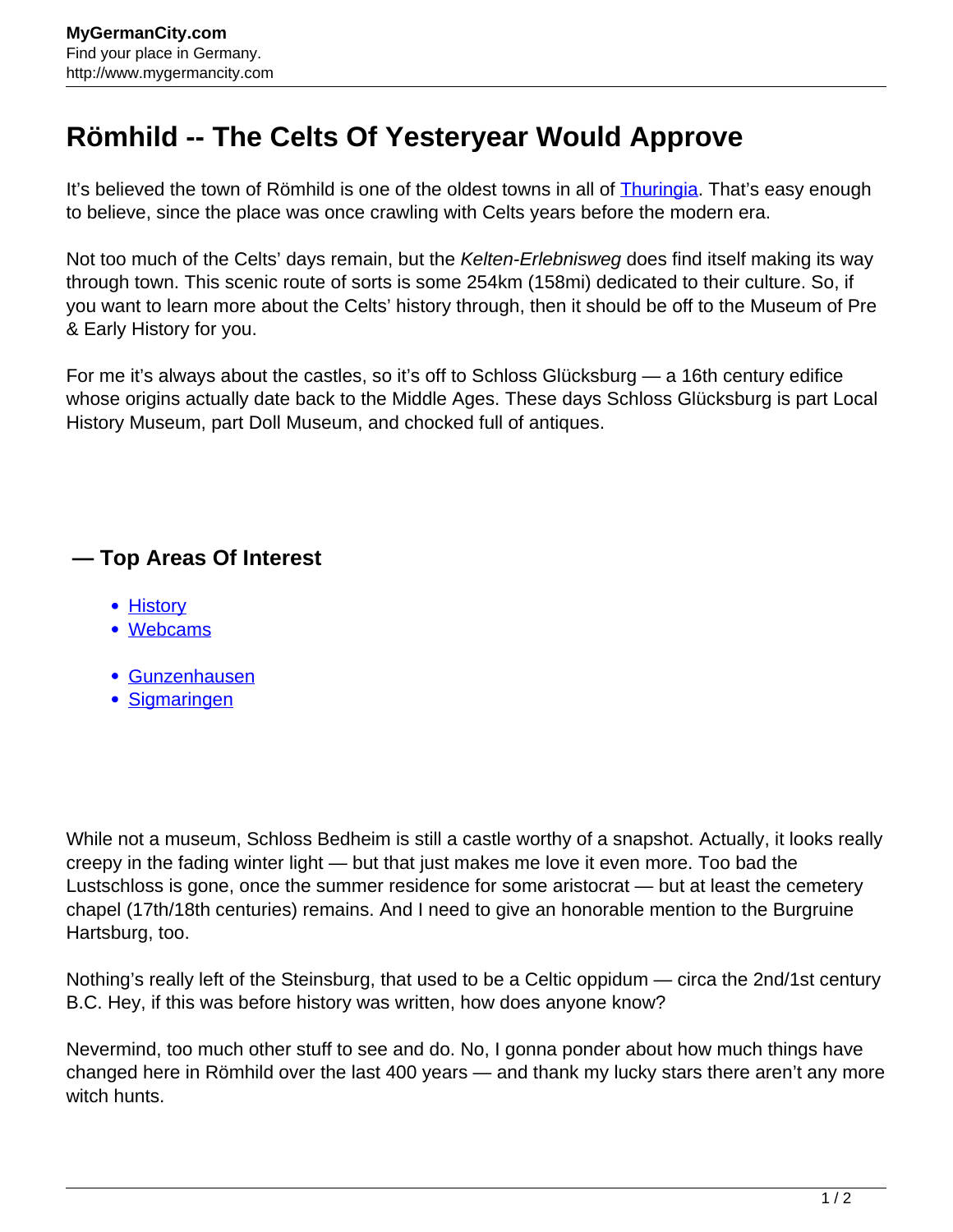# Römhild -- The Celts Of Yesteryear Would Approve

It's believed the town of Römhild is one of the oldest towns in all of Thuringia. That's easy enough to believe, since the place was once crawling with Celts years before the modern era.

Not too much of the Celts' days remain, but the *Kelten-Erlebnisweg* does find itself making its way through town. This scenic route of sorts is some 254km (158mi) dedicated to their culture. So, if you want to learn more about the Celts' history through, then it should be off to the Museum of Pre & Early History for you.

For me it's always about the castles, so it's off to Schloss Glücksburg — a 16th century edifice whose origins actually date back to the Middle Ages. These days Schloss Glücksburg is part Local History Museum, part Doll Museum, and chocked full of antiques.

## — Top Areas Of Interest

- History
- Webcams

- Gunzenhausen
- Sigmaringen

While not a museum, Schloss Bedheim is still a castle worthy of a snapshot. Actually, it looks really creepy in the fading winter light — but that just makes me love it even more. Too bad the Lustschloss is gone, once the summer residence for some aristocrat — but at least the cemetery chapel (17th/18th centuries) remains. And I need to give an honorable mention to the Burgruine Hartsburg, too.

Nothing's really left of the Steinsburg, that used to be a Celtic oppidum — circa the 2nd/1st century B.C. Hey, if this was before history was written, how does anyone know?

Nevermind, too much other stuff to see and do. No, I gonna ponder about how much things have changed here in Römhild over the last 400 years — and thank my lucky stars there aren't any more witch hunts.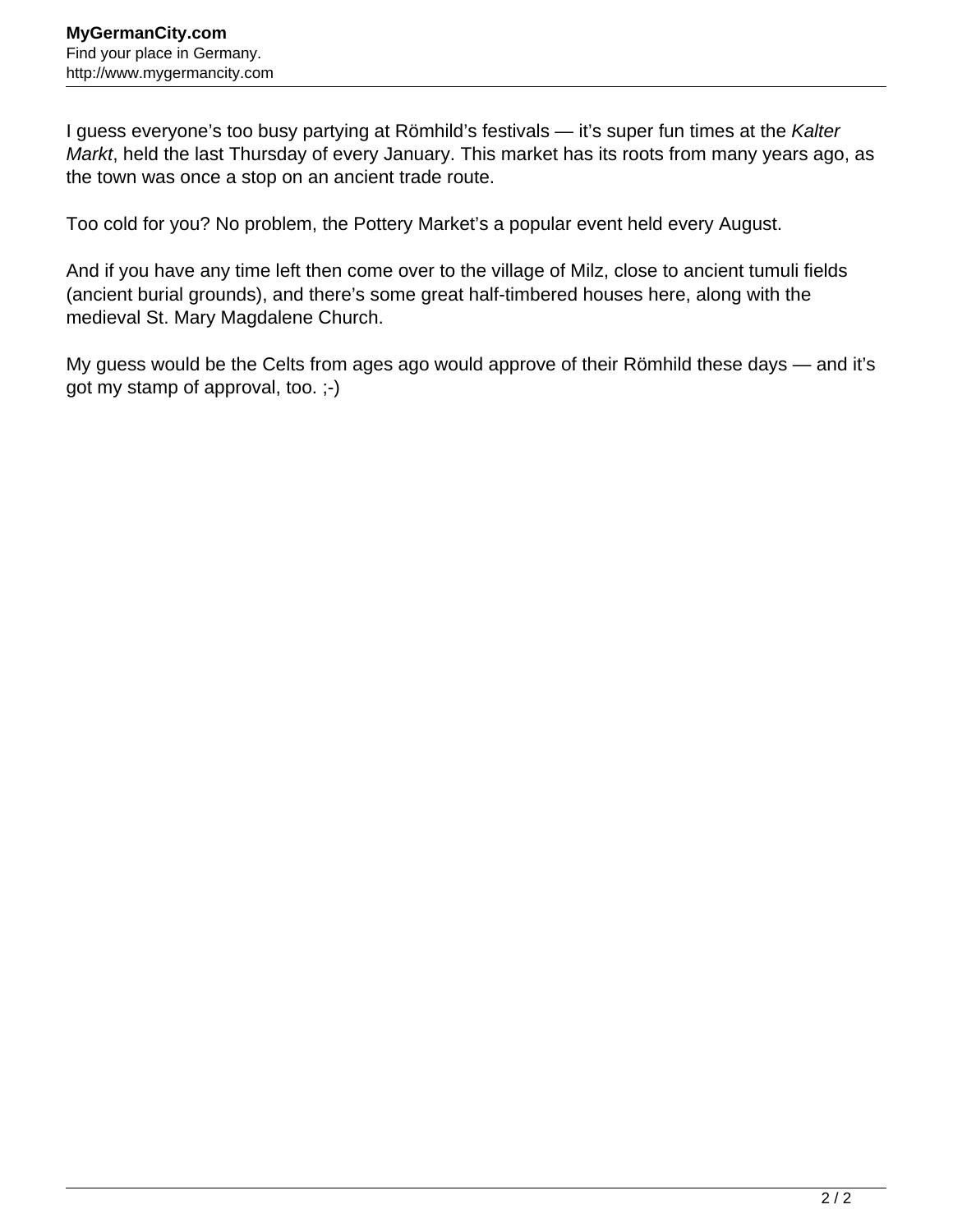I guess everyone’s too busy partying at Römhild’s festivals — it’s super fun times at the *Kalter Markt*, held the last Thursday of every January. This market has its roots from many years ago, as the town was once a stop on an ancient trade route.

Too cold for you? No problem, the Pottery Market’s a popular event held every August.

And if you have any time left then come over to the village of Milz, close to ancient tumuli fields (ancient burial grounds), and there’s some great half-timbered houses here, along with the medieval St. Mary Magdalene Church.

My guess would be the Celts from ages ago would approve of their Römhild these days — and it’s got my stamp of approval, too. ;-)